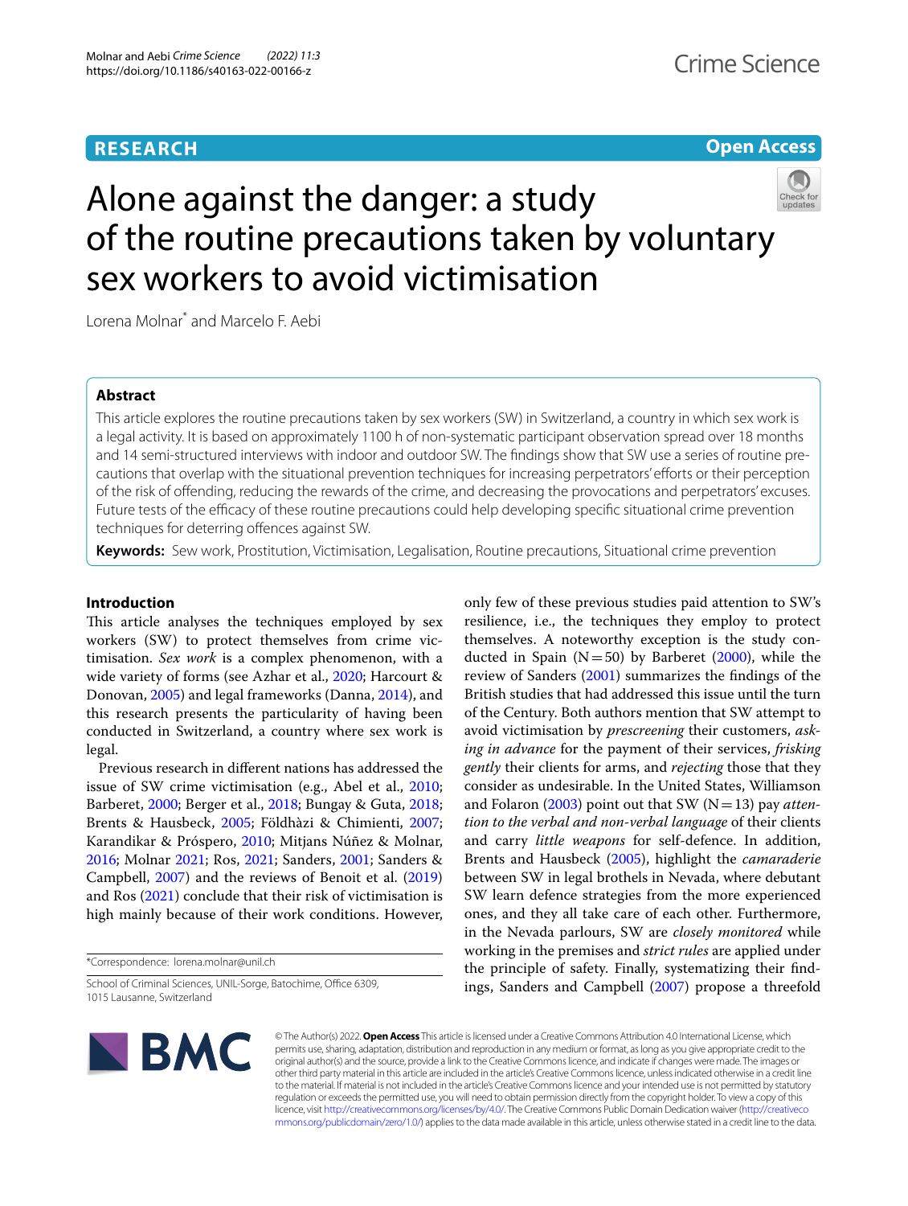RESEARCH

Open Access

# Alone against the danger: a study of the routine precautions taken by voluntary sex workers to avoid victimisation

Lorena Molnar* and Marcelo F. Aebi

## Abstract

This article explores the routine precautions taken by sex workers (SW) in Switzerland, a country in which sex work is a legal activity. It is based on approximately 1100 h of non-systematic participant observation spread over 18 months and 14 semi-structured interviews with indoor and outdoor SW. The findings show that SW use a series of routine precautions that overlap with the situational prevention techniques for increasing perpetrators' efforts or their perception of the risk of offending, reducing the rewards of the crime, and decreasing the provocations and perpetrators' excuses. Future tests of the efficacy of these routine precautions could help developing specific situational crime prevention techniques for deterring offences against SW.

**Keywords:** Sew work, Prostitution, Victimisation, Legalisation, Routine precautions, Situational crime prevention

## Introduction

This article analyses the techniques employed by sex workers (SW) to protect themselves from crime victimisation. *Sex work* is a complex phenomenon, with a wide variety of forms (see Azhar et al., 2020; Harcourt & Donovan, 2005) and legal frameworks (Danna, 2014), and this research presents the particularity of having been conducted in Switzerland, a country where sex work is legal.

Previous research in different nations has addressed the issue of SW crime victimisation (e.g., Abel et al., 2010; Barberet, 2000; Berger et al., 2018; Bungay & Guta, 2018; Brents & Hausbeck, 2005; Földhàzi & Chimienti, 2007; Karandikar & Próspero, 2010; Mitjans Núñez & Molnar, 2016; Molnar 2021; Ros, 2021; Sanders, 2001; Sanders & Campbell, 2007) and the reviews of Benoit et al. (2019) and Ros (2021) conclude that their risk of victimisation is high mainly because of their work conditions. However, only few of these previous studies paid attention to SW's resilience, i.e., the techniques they employ to protect themselves. A noteworthy exception is the study conducted in Spain (N = 50) by Barberet (2000), while the review of Sanders (2001) summarizes the findings of the British studies that had addressed this issue until the turn of the Century. Both authors mention that SW attempt to avoid victimisation by *prescreening* their customers, *asking in advance* for the payment of their services, *frisking gently* their clients for arms, and *rejecting* those that they consider as undesirable. In the United States, Williamson and Folaron (2003) point out that SW (N = 13) pay *attention to the verbal and non-verbal language* of their clients and carry *little weapons* for self-defence. In addition, Brents and Hausbeck (2005), highlight the *camaraderie* between SW in legal brothels in Nevada, where debutant SW learn defence strategies from the more experienced ones, and they all take care of each other. Furthermore, in the Nevada parlours, SW are *closely monitored* while working in the premises and *strict rules* are applied under the principle of safety. Finally, systematizing their findings, Sanders and Campbell (2007) propose a threefold

*Correspondence: lorena.molnar@unil.ch
School of Criminal Sciences, UNIL-Sorge, Batochime, Office 6309, 1015 Lausanne, Switzerland

© The Author(s) 2022. **Open Access** This article is licensed under a Creative Commons Attribution 4.0 International License, which permits use, sharing, adaptation, distribution and reproduction in any medium or format, as long as you give appropriate credit to the original author(s) and the source, provide a link to the Creative Commons licence, and indicate if changes were made. The images or other third party material in this article are included in the article's Creative Commons licence, unless indicated otherwise in a credit line to the material. If material is not included in the article's Creative Commons licence and your intended use is not permitted by statutory regulation or exceeds the permitted use, you will need to obtain permission directly from the copyright holder. To view a copy of this licence, visit http://creativecommons.org/licenses/by/4.0/. The Creative Commons Public Domain Dedication waiver (http://creativecommons.org/publicdomain/zero/1.0/) applies to the data made available in this article, unless otherwise stated in a credit line to the data.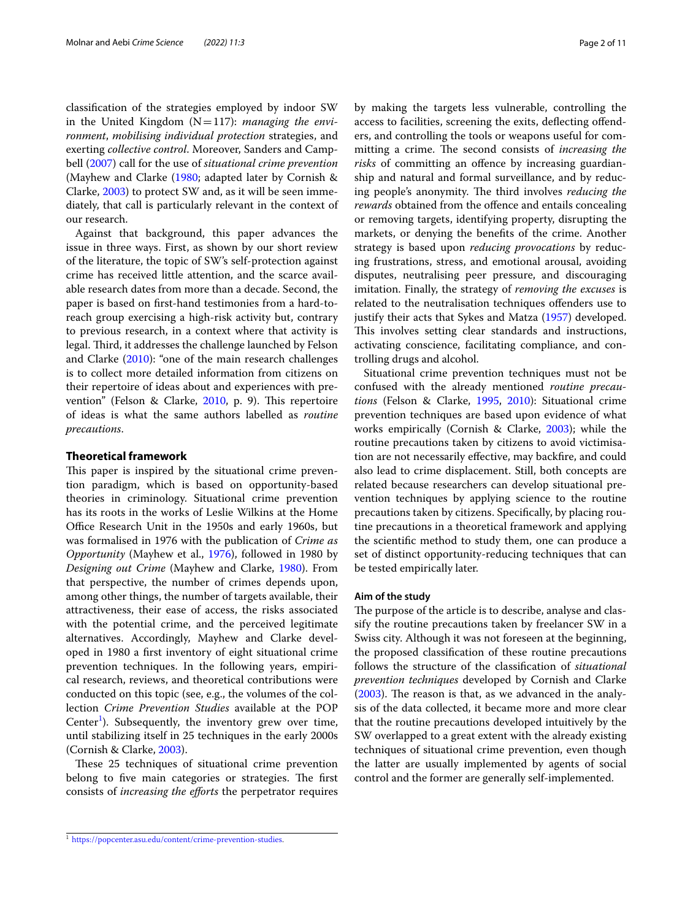classification of the strategies employed by indoor SW in the United Kingdom (N = 117): *managing the environment*, *mobilising individual protection* strategies, and exerting *collective control*. Moreover, Sanders and Campbell (2007) call for the use of *situational crime prevention* (Mayhew and Clarke (1980; adapted later by Cornish & Clarke, 2003) to protect SW and, as it will be seen immediately, that call is particularly relevant in the context of our research.

Against that background, this paper advances the issue in three ways. First, as shown by our short review of the literature, the topic of SW's self-protection against crime has received little attention, and the scarce available research dates from more than a decade. Second, the paper is based on first-hand testimonies from a hard-to-reach group exercising a high-risk activity but, contrary to previous research, in a context where that activity is legal. Third, it addresses the challenge launched by Felson and Clarke (2010): "one of the main research challenges is to collect more detailed information from citizens on their repertoire of ideas about and experiences with prevention" (Felson & Clarke, 2010, p. 9). This repertoire of ideas is what the same authors labelled as *routine precautions*.

## Theoretical framework

This paper is inspired by the situational crime prevention paradigm, which is based on opportunity-based theories in criminology. Situational crime prevention has its roots in the works of Leslie Wilkins at the Home Office Research Unit in the 1950s and early 1960s, but was formalised in 1976 with the publication of *Crime as Opportunity* (Mayhew et al., 1976), followed in 1980 by *Designing out Crime* (Mayhew and Clarke, 1980). From that perspective, the number of crimes depends upon, among other things, the number of targets available, their attractiveness, their ease of access, the risks associated with the potential crime, and the perceived legitimate alternatives. Accordingly, Mayhew and Clarke developed in 1980 a first inventory of eight situational crime prevention techniques. In the following years, empirical research, reviews, and theoretical contributions were conducted on this topic (see, e.g., the volumes of the collection *Crime Prevention Studies* available at the POP Center[1]). Subsequently, the inventory grew over time, until stabilizing itself in 25 techniques in the early 2000s (Cornish & Clarke, 2003).

These 25 techniques of situational crime prevention belong to five main categories or strategies. The first consists of *increasing the efforts* the perpetrator requires by making the targets less vulnerable, controlling the access to facilities, screening the exits, deflecting offenders, and controlling the tools or weapons useful for committing a crime. The second consists of *increasing the risks* of committing an offence by increasing guardianship and natural and formal surveillance, and by reducing people's anonymity. The third involves *reducing the rewards* obtained from the offence and entails concealing or removing targets, identifying property, disrupting the markets, or denying the benefits of the crime. Another strategy is based upon *reducing provocations* by reducing frustrations, stress, and emotional arousal, avoiding disputes, neutralising peer pressure, and discouraging imitation. Finally, the strategy of *removing the excuses* is related to the neutralisation techniques offenders use to justify their acts that Sykes and Matza (1957) developed. This involves setting clear standards and instructions, activating conscience, facilitating compliance, and controlling drugs and alcohol.

Situational crime prevention techniques must not be confused with the already mentioned *routine precautions* (Felson & Clarke, 1995, 2010): Situational crime prevention techniques are based upon evidence of what works empirically (Cornish & Clarke, 2003); while the routine precautions taken by citizens to avoid victimisation are not necessarily effective, may backfire, and could also lead to crime displacement. Still, both concepts are related because researchers can develop situational prevention techniques by applying science to the routine precautions taken by citizens. Specifically, by placing routine precautions in a theoretical framework and applying the scientific method to study them, one can produce a set of distinct opportunity-reducing techniques that can be tested empirically later.

### Aim of the study

The purpose of the article is to describe, analyse and classify the routine precautions taken by freelancer SW in a Swiss city. Although it was not foreseen at the beginning, the proposed classification of these routine precautions follows the structure of the classification of *situational prevention techniques* developed by Cornish and Clarke (2003). The reason is that, as we advanced in the analysis of the data collected, it became more and more clear that the routine precautions developed intuitively by the SW overlapped to a great extent with the already existing techniques of situational crime prevention, even though the latter are usually implemented by agents of social control and the former are generally self-implemented.

[1] https://popcenter.asu.edu/content/crime-prevention-studies.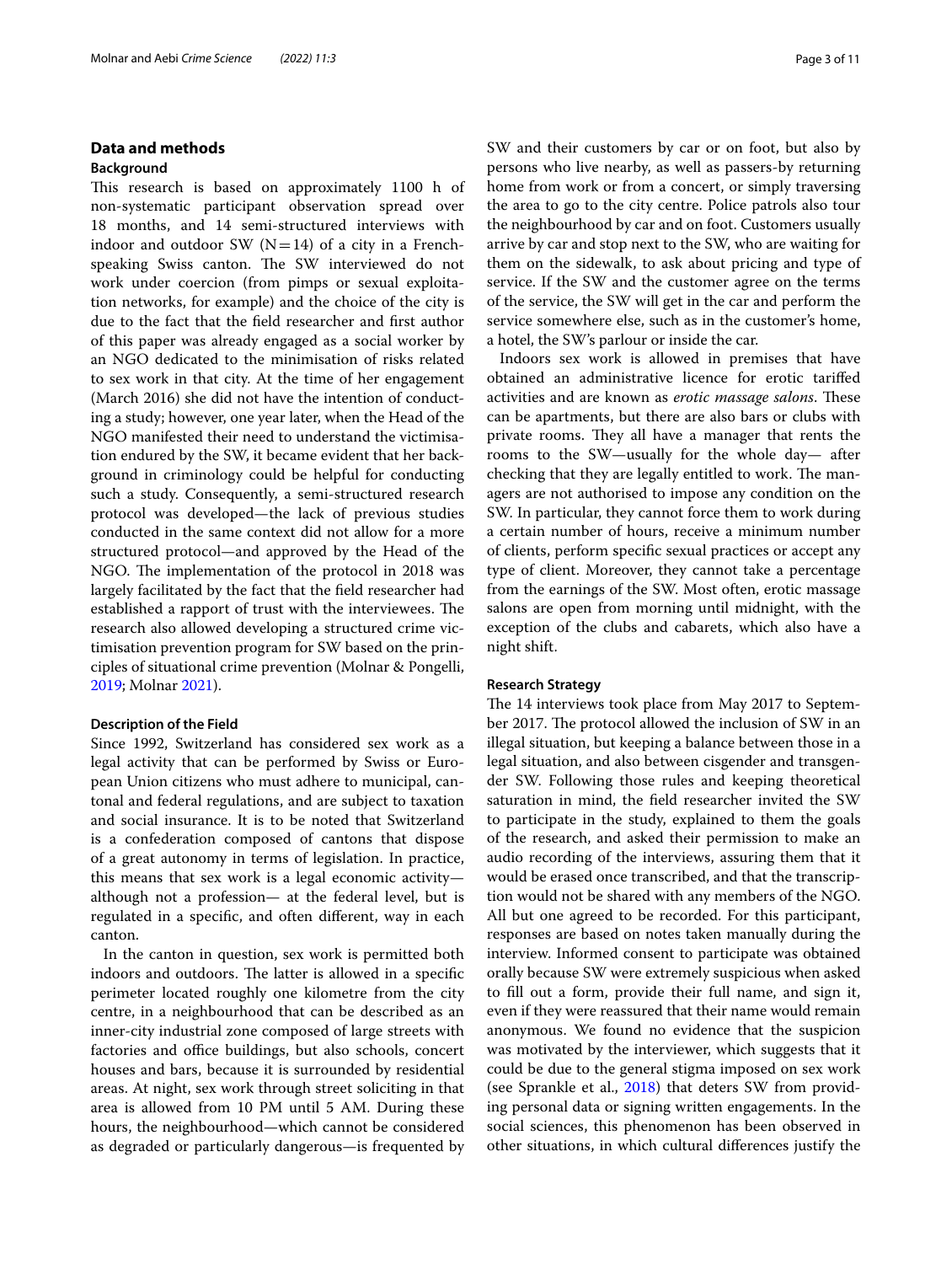## Data and methods

### Background

This research is based on approximately 1100 h of non-systematic participant observation spread over 18 months, and 14 semi-structured interviews with indoor and outdoor SW (N = 14) of a city in a French-speaking Swiss canton. The SW interviewed do not work under coercion (from pimps or sexual exploitation networks, for example) and the choice of the city is due to the fact that the field researcher and first author of this paper was already engaged as a social worker by an NGO dedicated to the minimisation of risks related to sex work in that city. At the time of her engagement (March 2016) she did not have the intention of conducting a study; however, one year later, when the Head of the NGO manifested their need to understand the victimisation endured by the SW, it became evident that her background in criminology could be helpful for conducting such a study. Consequently, a semi-structured research protocol was developed—the lack of previous studies conducted in the same context did not allow for a more structured protocol—and approved by the Head of the NGO. The implementation of the protocol in 2018 was largely facilitated by the fact that the field researcher had established a rapport of trust with the interviewees. The research also allowed developing a structured crime victimisation prevention program for SW based on the principles of situational crime prevention (Molnar & Pongelli, 2019; Molnar 2021).

#### Description of the Field

Since 1992, Switzerland has considered sex work as a legal activity that can be performed by Swiss or European Union citizens who must adhere to municipal, cantonal and federal regulations, and are subject to taxation and social insurance. It is to be noted that Switzerland is a confederation composed of cantons that dispose of a great autonomy in terms of legislation. In practice, this means that sex work is a legal economic activity—although not a profession— at the federal level, but is regulated in a specific, and often different, way in each canton.

In the canton in question, sex work is permitted both indoors and outdoors. The latter is allowed in a specific perimeter located roughly one kilometre from the city centre, in a neighbourhood that can be described as an inner-city industrial zone composed of large streets with factories and office buildings, but also schools, concert houses and bars, because it is surrounded by residential areas. At night, sex work through street soliciting in that area is allowed from 10 PM until 5 AM. During these hours, the neighbourhood—which cannot be considered as degraded or particularly dangerous—is frequented by SW and their customers by car or on foot, but also by persons who live nearby, as well as passers-by returning home from work or from a concert, or simply traversing the area to go to the city centre. Police patrols also tour the neighbourhood by car and on foot. Customers usually arrive by car and stop next to the SW, who are waiting for them on the sidewalk, to ask about pricing and type of service. If the SW and the customer agree on the terms of the service, the SW will get in the car and perform the service somewhere else, such as in the customer's home, a hotel, the SW's parlour or inside the car.

Indoors sex work is allowed in premises that have obtained an administrative licence for erotic tariffed activities and are known as *erotic massage salons*. These can be apartments, but there are also bars or clubs with private rooms. They all have a manager that rents the rooms to the SW—usually for the whole day— after checking that they are legally entitled to work. The managers are not authorised to impose any condition on the SW. In particular, they cannot force them to work during a certain number of hours, receive a minimum number of clients, perform specific sexual practices or accept any type of client. Moreover, they cannot take a percentage from the earnings of the SW. Most often, erotic massage salons are open from morning until midnight, with the exception of the clubs and cabarets, which also have a night shift.

#### Research Strategy

The 14 interviews took place from May 2017 to September 2017. The protocol allowed the inclusion of SW in an illegal situation, but keeping a balance between those in a legal situation, and also between cisgender and transgender SW. Following those rules and keeping theoretical saturation in mind, the field researcher invited the SW to participate in the study, explained to them the goals of the research, and asked their permission to make an audio recording of the interviews, assuring them that it would be erased once transcribed, and that the transcription would not be shared with any members of the NGO. All but one agreed to be recorded. For this participant, responses are based on notes taken manually during the interview. Informed consent to participate was obtained orally because SW were extremely suspicious when asked to fill out a form, provide their full name, and sign it, even if they were reassured that their name would remain anonymous. We found no evidence that the suspicion was motivated by the interviewer, which suggests that it could be due to the general stigma imposed on sex work (see Sprankle et al., 2018) that deters SW from providing personal data or signing written engagements. In the social sciences, this phenomenon has been observed in other situations, in which cultural differences justify the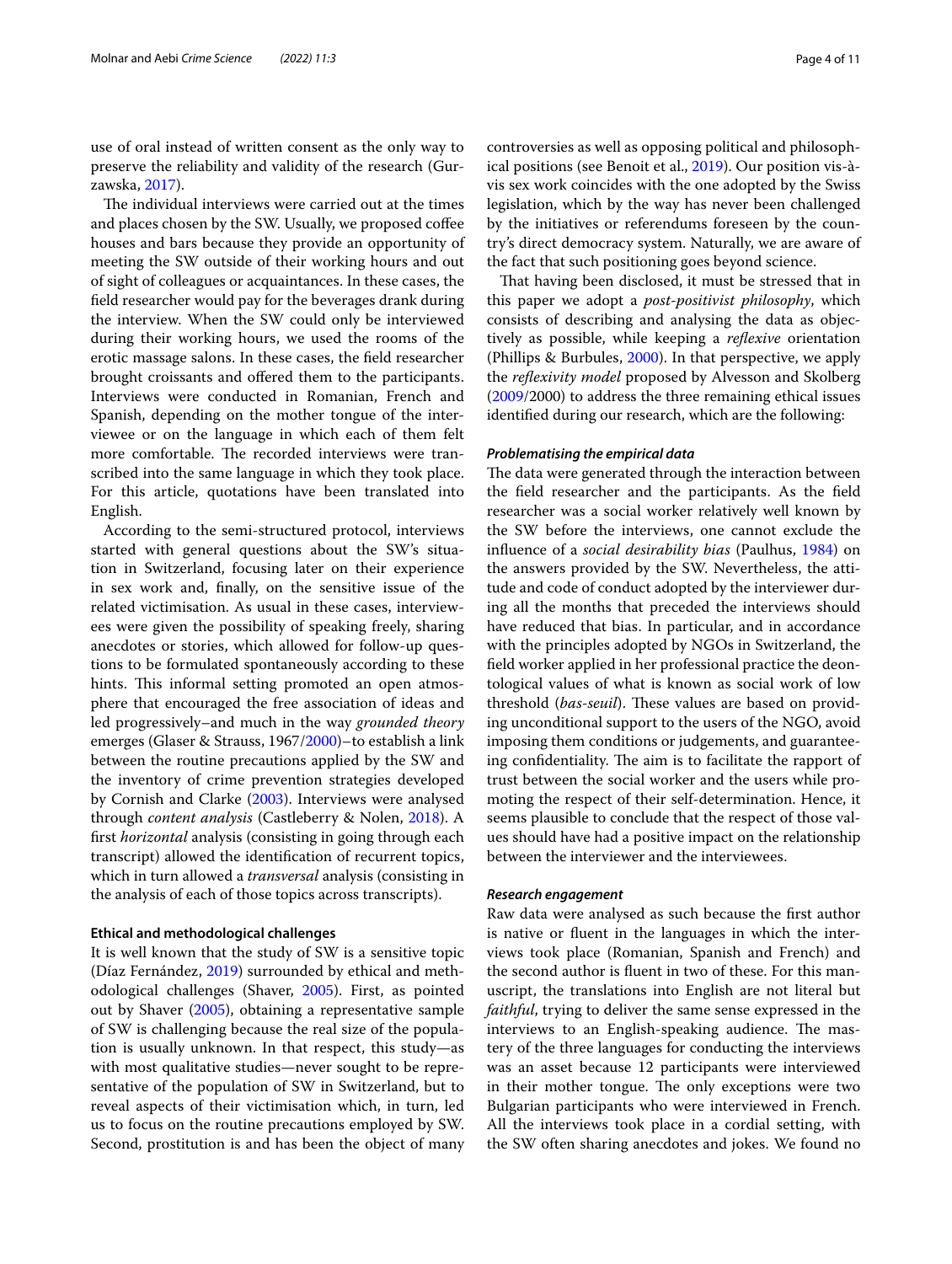use of oral instead of written consent as the only way to preserve the reliability and validity of the research (Gurzawska, 2017).

The individual interviews were carried out at the times and places chosen by the SW. Usually, we proposed coffee houses and bars because they provide an opportunity of meeting the SW outside of their working hours and out of sight of colleagues or acquaintances. In these cases, the field researcher would pay for the beverages drank during the interview. When the SW could only be interviewed during their working hours, we used the rooms of the erotic massage salons. In these cases, the field researcher brought croissants and offered them to the participants. Interviews were conducted in Romanian, French and Spanish, depending on the mother tongue of the interviewee or on the language in which each of them felt more comfortable. The recorded interviews were transcribed into the same language in which they took place. For this article, quotations have been translated into English.

According to the semi-structured protocol, interviews started with general questions about the SW's situation in Switzerland, focusing later on their experience in sex work and, finally, on the sensitive issue of the related victimisation. As usual in these cases, interviewees were given the possibility of speaking freely, sharing anecdotes or stories, which allowed for follow-up questions to be formulated spontaneously according to these hints. This informal setting promoted an open atmosphere that encouraged the free association of ideas and led progressively–and much in the way *grounded theory* emerges (Glaser & Strauss, 1967/2000)–to establish a link between the routine precautions applied by the SW and the inventory of crime prevention strategies developed by Cornish and Clarke (2003). Interviews were analysed through *content analysis* (Castleberry & Nolen, 2018). A first *horizontal* analysis (consisting in going through each transcript) allowed the identification of recurrent topics, which in turn allowed a *transversal* analysis (consisting in the analysis of each of those topics across transcripts).

### Ethical and methodological challenges

It is well known that the study of SW is a sensitive topic (Díaz Fernández, 2019) surrounded by ethical and methodological challenges (Shaver, 2005). First, as pointed out by Shaver (2005), obtaining a representative sample of SW is challenging because the real size of the population is usually unknown. In that respect, this study—as with most qualitative studies—never sought to be representative of the population of SW in Switzerland, but to reveal aspects of their victimisation which, in turn, led us to focus on the routine precautions employed by SW. Second, prostitution is and has been the object of many controversies as well as opposing political and philosophical positions (see Benoit et al., 2019). Our position vis-à-vis sex work coincides with the one adopted by the Swiss legislation, which by the way has never been challenged by the initiatives or referendums foreseen by the country's direct democracy system. Naturally, we are aware of the fact that such positioning goes beyond science.

That having been disclosed, it must be stressed that in this paper we adopt a *post-positivist philosophy*, which consists of describing and analysing the data as objectively as possible, while keeping a *reflexive* orientation (Phillips & Burbules, 2000). In that perspective, we apply the *reflexivity model* proposed by Alvesson and Skolberg (2009/2000) to address the three remaining ethical issues identified during our research, which are the following:

#### *Problematising the empirical data*

The data were generated through the interaction between the field researcher and the participants. As the field researcher was a social worker relatively well known by the SW before the interviews, one cannot exclude the influence of a *social desirability bias* (Paulhus, 1984) on the answers provided by the SW. Nevertheless, the attitude and code of conduct adopted by the interviewer during all the months that preceded the interviews should have reduced that bias. In particular, and in accordance with the principles adopted by NGOs in Switzerland, the field worker applied in her professional practice the deontological values of what is known as social work of low threshold (*bas-seuil*). These values are based on providing unconditional support to the users of the NGO, avoid imposing them conditions or judgements, and guaranteeing confidentiality. The aim is to facilitate the rapport of trust between the social worker and the users while promoting the respect of their self-determination. Hence, it seems plausible to conclude that the respect of those values should have had a positive impact on the relationship between the interviewer and the interviewees.

#### *Research engagement*

Raw data were analysed as such because the first author is native or fluent in the languages in which the interviews took place (Romanian, Spanish and French) and the second author is fluent in two of these. For this manuscript, the translations into English are not literal but *faithful*, trying to deliver the same sense expressed in the interviews to an English-speaking audience. The mastery of the three languages for conducting the interviews was an asset because 12 participants were interviewed in their mother tongue. The only exceptions were two Bulgarian participants who were interviewed in French. All the interviews took place in a cordial setting, with the SW often sharing anecdotes and jokes. We found no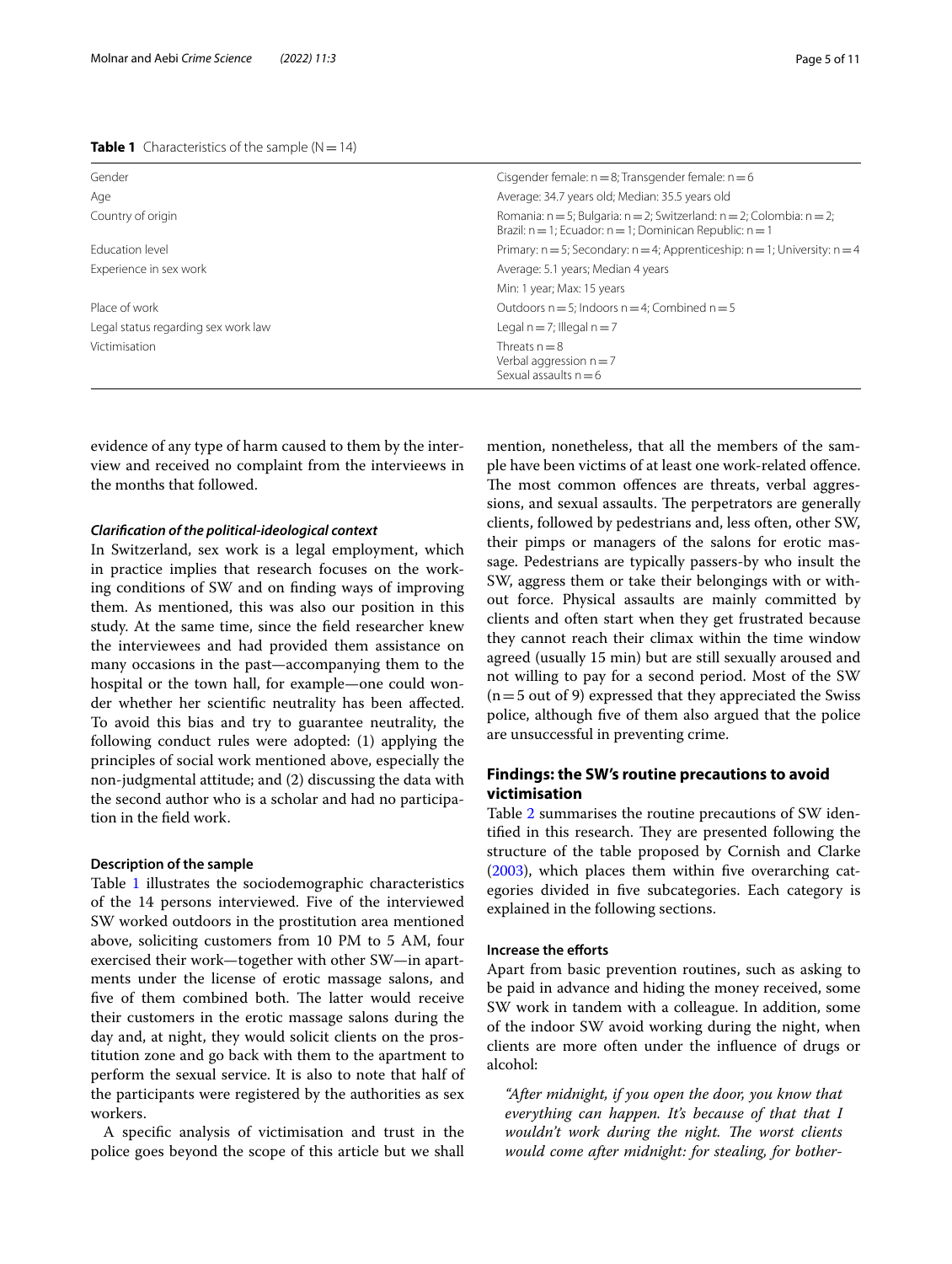**Table 1** Characteristics of the sample (N = 14)

| | |
|---|---|
| Gender | Cisgender female: n = 8; Transgender female: n = 6 |
| Age | Average: 34.7 years old; Median: 35.5 years old |
| Country of origin | Romania: n = 5; Bulgaria: n = 2; Switzerland: n = 2; Colombia: n = 2; Brazil: n = 1; Ecuador: n = 1; Dominican Republic: n = 1 |
| Education level | Primary: n = 5; Secondary: n = 4; Apprenticeship: n = 1; University: n = 4 |
| Experience in sex work | Average: 5.1 years; Median 4 years |
| | Min: 1 year; Max: 15 years |
| Place of work | Outdoors n = 5; Indoors n = 4; Combined n = 5 |
| Legal status regarding sex work law | Legal n = 7; Illegal n = 7 |
| Victimisation | Threats n = 8<br>Verbal aggression n = 7<br>Sexual assaults n = 6 |

evidence of any type of harm caused to them by the interview and received no complaint from the interviewees in the months that followed.

#### *Clarification of the political-ideological context*

In Switzerland, sex work is a legal employment, which in practice implies that research focuses on the working conditions of SW and on finding ways of improving them. As mentioned, this was also our position in this study. At the same time, since the field researcher knew the interviewees and had provided them assistance on many occasions in the past—accompanying them to the hospital or the town hall, for example—one could wonder whether her scientific neutrality has been affected. To avoid this bias and try to guarantee neutrality, the following conduct rules were adopted: (1) applying the principles of social work mentioned above, especially the non-judgmental attitude; and (2) discussing the data with the second author who is a scholar and had no participation in the field work.

### Description of the sample

Table 1 illustrates the sociodemographic characteristics of the 14 persons interviewed. Five of the interviewed SW worked outdoors in the prostitution area mentioned above, soliciting customers from 10 PM to 5 AM, four exercised their work—together with other SW—in apartments under the license of erotic massage salons, and five of them combined both. The latter would receive their customers in the erotic massage salons during the day and, at night, they would solicit clients on the prostitution zone and go back with them to the apartment to perform the sexual service. It is also to note that half of the participants were registered by the authorities as sex workers.

A specific analysis of victimisation and trust in the police goes beyond the scope of this article but we shall mention, nonetheless, that all the members of the sample have been victims of at least one work-related offence. The most common offences are threats, verbal aggressions, and sexual assaults. The perpetrators are generally clients, followed by pedestrians and, less often, other SW, their pimps or managers of the salons for erotic massage. Pedestrians are typically passers-by who insult the SW, aggress them or take their belongings with or without force. Physical assaults are mainly committed by clients and often start when they get frustrated because they cannot reach their climax within the time window agreed (usually 15 min) but are still sexually aroused and not willing to pay for a second period. Most of the SW (n = 5 out of 9) expressed that they appreciated the Swiss police, although five of them also argued that the police are unsuccessful in preventing crime.

## Findings: the SW's routine precautions to avoid victimisation

Table 2 summarises the routine precautions of SW identified in this research. They are presented following the structure of the table proposed by Cornish and Clarke (2003), which places them within five overarching categories divided in five subcategories. Each category is explained in the following sections.

### Increase the efforts

Apart from basic prevention routines, such as asking to be paid in advance and hiding the money received, some SW work in tandem with a colleague. In addition, some of the indoor SW avoid working during the night, when clients are more often under the influence of drugs or alcohol:

> *"After midnight, if you open the door, you know that everything can happen. It's because of that that I wouldn't work during the night. The worst clients would come after midnight: for stealing, for bother-*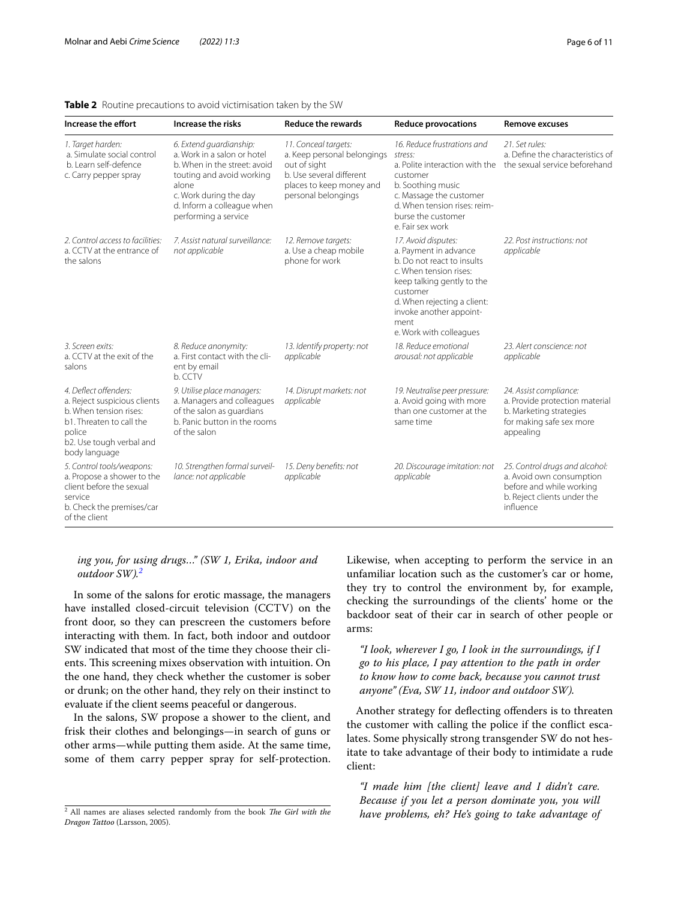**Table 2** Routine precautions to avoid victimisation taken by the SW

| Increase the effort | Increase the risks | Reduce the rewards | Reduce provocations | Remove excuses |
|---|---|---|---|---|
| *1. Target harden:*<br>a. Simulate social control<br>b. Learn self-defence<br>c. Carry pepper spray | *6. Extend guardianship:*<br>a. Work in a salon or hotel<br>b. When in the street: avoid touting and avoid working alone<br>c. Work during the day<br>d. Inform a colleague when performing a service | *11. Conceal targets:*<br>a. Keep personal belongings out of sight<br>b. Use several different places to keep money and personal belongings | *16. Reduce frustrations and stress:*<br>a. Polite interaction with the customer<br>b. Soothing music<br>c. Massage the customer<br>d. When tension rises: reimburse the customer<br>e. Fair sex work | *21. Set rules:*<br>a. Define the characteristics of the sexual service beforehand |
| *2. Control access to facilities:*<br>a. CCTV at the entrance of the salons | *7. Assist natural surveillance: not applicable* | *12. Remove targets:*<br>a. Use a cheap mobile phone for work | *17. Avoid disputes:*<br>a. Payment in advance<br>b. Do not react to insults<br>c. When tension rises: keep talking gently to the customer<br>d. When rejecting a client: invoke another appointment<br>e. Work with colleagues | *22. Post instructions: not applicable* |
| *3. Screen exits:*<br>a. CCTV at the exit of the salons | *8. Reduce anonymity:*<br>a. First contact with the client by email<br>b. CCTV | *13. Identify property: not applicable* | *18. Reduce emotional arousal: not applicable* | *23. Alert conscience: not applicable* |
| *4. Deflect offenders:*<br>a. Reject suspicious clients<br>b. When tension rises:<br>b1. Threaten to call the police<br>b2. Use tough verbal and body language | *9. Utilise place managers:*<br>a. Managers and colleagues of the salon as guardians<br>b. Panic button in the rooms of the salon | *14. Disrupt markets: not applicable* | *19. Neutralise peer pressure:*<br>a. Avoid going with more than one customer at the same time | *24. Assist compliance:*<br>a. Provide protection material<br>b. Marketing strategies for making safe sex more appealing |
| *5. Control tools/weapons:*<br>a. Propose a shower to the client before the sexual service<br>b. Check the premises/car of the client | *10. Strengthen formal surveillance: not applicable* | *15. Deny benefits: not applicable* | *20. Discourage imitation: not applicable* | *25. Control drugs and alcohol:*<br>a. Avoid own consumption before and while working<br>b. Reject clients under the influence |

*ing you, for using drugs..." (SW 1, Erika, indoor and outdoor SW).*[2]

In some of the salons for erotic massage, the managers have installed closed-circuit television (CCTV) on the front door, so they can prescreen the customers before interacting with them. In fact, both indoor and outdoor SW indicated that most of the time they choose their clients. This screening mixes observation with intuition. On the one hand, they check whether the customer is sober or drunk; on the other hand, they rely on their instinct to evaluate if the client seems peaceful or dangerous.

In the salons, SW propose a shower to the client, and frisk their clothes and belongings—in search of guns or other arms—while putting them aside. At the same time, some of them carry pepper spray for self-protection. Likewise, when accepting to perform the service in an unfamiliar location such as the customer's car or home, they try to control the environment by, for example, checking the surroundings of the clients' home or the backdoor seat of their car in search of other people or arms:

> *"I look, wherever I go, I look in the surroundings, if I go to his place, I pay attention to the path in order to know how to come back, because you cannot trust anyone" (Eva, SW 11, indoor and outdoor SW).*

Another strategy for deflecting offenders is to threaten the customer with calling the police if the conflict escalates. Some physically strong transgender SW do not hesitate to take advantage of their body to intimidate a rude client:

> *"I made him [the client] leave and I didn't care. Because if you let a person dominate you, you will have problems, eh? He's going to take advantage of*

[2] All names are aliases selected randomly from the book *The Girl with the Dragon Tattoo* (Larsson, 2005).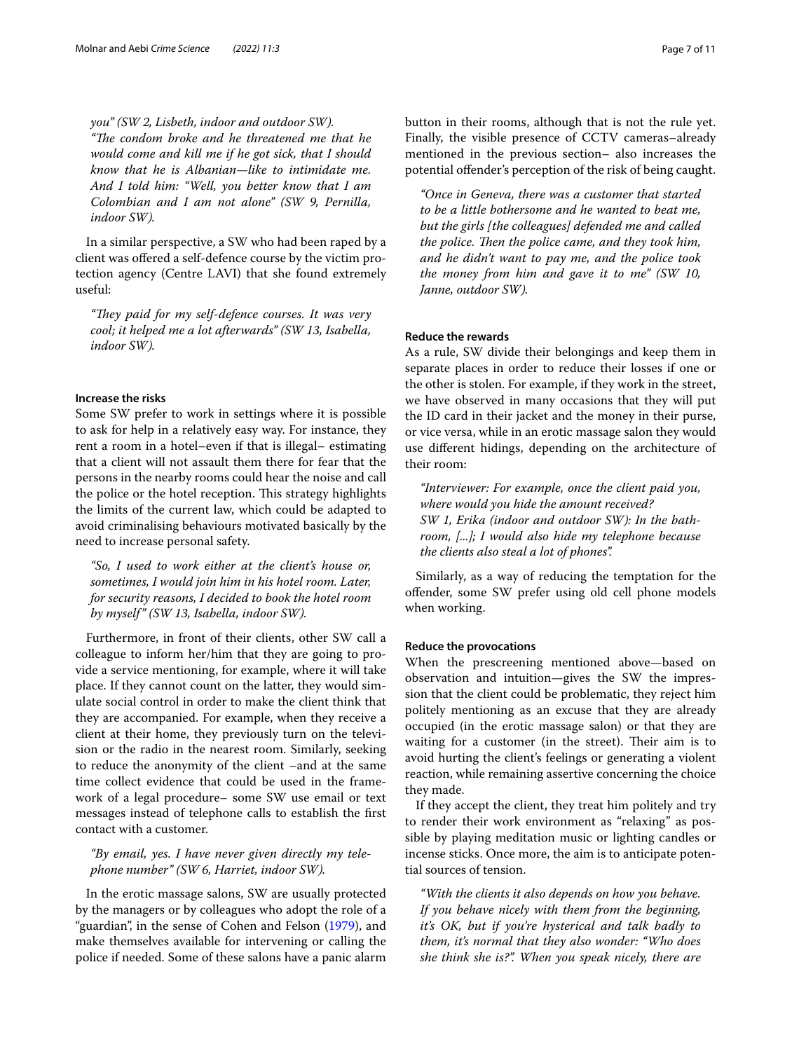*you" (SW 2, Lisbeth, indoor and outdoor SW).*

*"The condom broke and he threatened me that he would come and kill me if he got sick, that I should know that he is Albanian—like to intimidate me. And I told him: "Well, you better know that I am Colombian and I am not alone" (SW 9, Pernilla, indoor SW).*

In a similar perspective, a SW who had been raped by a client was offered a self-defence course by the victim protection agency (Centre LAVI) that she found extremely useful:

*"They paid for my self-defence courses. It was very cool; it helped me a lot afterwards" (SW 13, Isabella, indoor SW).*

#### Increase the risks

Some SW prefer to work in settings where it is possible to ask for help in a relatively easy way. For instance, they rent a room in a hotel–even if that is illegal– estimating that a client will not assault them there for fear that the persons in the nearby rooms could hear the noise and call the police or the hotel reception. This strategy highlights the limits of the current law, which could be adapted to avoid criminalising behaviours motivated basically by the need to increase personal safety.

*"So, I used to work either at the client's house or, sometimes, I would join him in his hotel room. Later, for security reasons, I decided to book the hotel room by myself" (SW 13, Isabella, indoor SW).*

Furthermore, in front of their clients, other SW call a colleague to inform her/him that they are going to provide a service mentioning, for example, where it will take place. If they cannot count on the latter, they would simulate social control in order to make the client think that they are accompanied. For example, when they receive a client at their home, they previously turn on the television or the radio in the nearest room. Similarly, seeking to reduce the anonymity of the client –and at the same time collect evidence that could be used in the framework of a legal procedure– some SW use email or text messages instead of telephone calls to establish the first contact with a customer.

*"By email, yes. I have never given directly my telephone number" (SW 6, Harriet, indoor SW).*

In the erotic massage salons, SW are usually protected by the managers or by colleagues who adopt the role of a "guardian", in the sense of Cohen and Felson (1979), and make themselves available for intervening or calling the police if needed. Some of these salons have a panic alarm button in their rooms, although that is not the rule yet. Finally, the visible presence of CCTV cameras–already mentioned in the previous section– also increases the potential offender's perception of the risk of being caught.

*"Once in Geneva, there was a customer that started to be a little bothersome and he wanted to beat me, but the girls [the colleagues] defended me and called the police. Then the police came, and they took him, and he didn't want to pay me, and the police took the money from him and gave it to me" (SW 10, Janne, outdoor SW).*

#### Reduce the rewards

As a rule, SW divide their belongings and keep them in separate places in order to reduce their losses if one or the other is stolen. For example, if they work in the street, we have observed in many occasions that they will put the ID card in their jacket and the money in their purse, or vice versa, while in an erotic massage salon they would use different hidings, depending on the architecture of their room:

*"Interviewer: For example, once the client paid you, where would you hide the amount received?*
*SW 1, Erika (indoor and outdoor SW): In the bathroom, [...]; I would also hide my telephone because the clients also steal a lot of phones".*

Similarly, as a way of reducing the temptation for the offender, some SW prefer using old cell phone models when working.

#### Reduce the provocations

When the prescreening mentioned above—based on observation and intuition—gives the SW the impression that the client could be problematic, they reject him politely mentioning as an excuse that they are already occupied (in the erotic massage salon) or that they are waiting for a customer (in the street). Their aim is to avoid hurting the client's feelings or generating a violent reaction, while remaining assertive concerning the choice they made.

If they accept the client, they treat him politely and try to render their work environment as "relaxing" as possible by playing meditation music or lighting candles or incense sticks. Once more, the aim is to anticipate potential sources of tension.

*"With the clients it also depends on how you behave. If you behave nicely with them from the beginning, it's OK, but if you're hysterical and talk badly to them, it's normal that they also wonder: "Who does she think she is?". When you speak nicely, there are*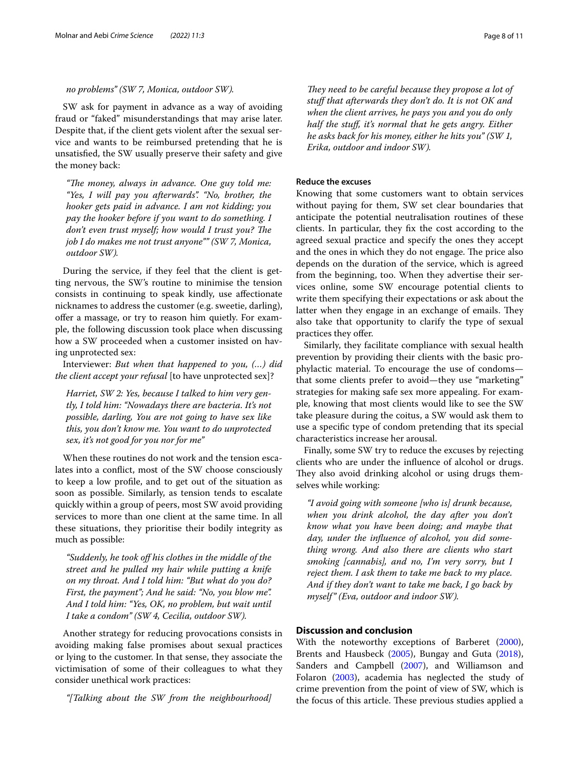*no problems" (SW 7, Monica, outdoor SW).*

SW ask for payment in advance as a way of avoiding fraud or "faked" misunderstandings that may arise later. Despite that, if the client gets violent after the sexual service and wants to be reimbursed pretending that he is unsatisfied, the SW usually preserve their safety and give the money back:

> *"The money, always in advance. One guy told me: "Yes, I will pay you afterwards". "No, brother, the hooker gets paid in advance. I am not kidding; you pay the hooker before if you want to do something. I don't even trust myself; how would I trust you? The job I do makes me not trust anyone"" (SW 7, Monica, outdoor SW).*

During the service, if they feel that the client is getting nervous, the SW's routine to minimise the tension consists in continuing to speak kindly, use affectionate nicknames to address the customer (e.g. sweetie, darling), offer a massage, or try to reason him quietly. For example, the following discussion took place when discussing how a SW proceeded when a customer insisted on having unprotected sex:

Interviewer: *But when that happened to you, (…) did the client accept your refusal* [to have unprotected sex]?

> *Harriet, SW 2: Yes, because I talked to him very gently, I told him: "Nowadays there are bacteria. It's not possible, darling, You are not going to have sex like this, you don't know me. You want to do unprotected sex, it's not good for you nor for me"*

When these routines do not work and the tension escalates into a conflict, most of the SW choose consciously to keep a low profile, and to get out of the situation as soon as possible. Similarly, as tension tends to escalate quickly within a group of peers, most SW avoid providing services to more than one client at the same time. In all these situations, they prioritise their bodily integrity as much as possible:

> *"Suddenly, he took off his clothes in the middle of the street and he pulled my hair while putting a knife on my throat. And I told him: "But what do you do? First, the payment"; And he said: "No, you blow me". And I told him: "Yes, OK, no problem, but wait until I take a condom" (SW 4, Cecilia, outdoor SW).*

Another strategy for reducing provocations consists in avoiding making false promises about sexual practices or lying to the customer. In that sense, they associate the victimisation of some of their colleagues to what they consider unethical work practices:

> *"[Talking about the SW from the neighbourhood] They need to be careful because they propose a lot of stuff that afterwards they don't do. It is not OK and when the client arrives, he pays you and you do only half the stuff, it's normal that he gets angry. Either he asks back for his money, either he hits you" (SW 1, Erika, outdoor and indoor SW).*

#### Reduce the excuses

Knowing that some customers want to obtain services without paying for them, SW set clear boundaries that anticipate the potential neutralisation routines of these clients. In particular, they fix the cost according to the agreed sexual practice and specify the ones they accept and the ones in which they do not engage. The price also depends on the duration of the service, which is agreed from the beginning, too. When they advertise their services online, some SW encourage potential clients to write them specifying their expectations or ask about the latter when they engage in an exchange of emails. They also take that opportunity to clarify the type of sexual practices they offer.

Similarly, they facilitate compliance with sexual health prevention by providing their clients with the basic prophylactic material. To encourage the use of condoms—that some clients prefer to avoid—they use "marketing" strategies for making safe sex more appealing. For example, knowing that most clients would like to see the SW take pleasure during the coitus, a SW would ask them to use a specific type of condom pretending that its special characteristics increase her arousal.

Finally, some SW try to reduce the excuses by rejecting clients who are under the influence of alcohol or drugs. They also avoid drinking alcohol or using drugs themselves while working:

> *"I avoid going with someone [who is] drunk because, when you drink alcohol, the day after you don't know what you have been doing; and maybe that day, under the influence of alcohol, you did something wrong. And also there are clients who start smoking [cannabis], and no, I'm very sorry, but I reject them. I ask them to take me back to my place. And if they don't want to take me back, I go back by myself" (Eva, outdoor and indoor SW).*

## Discussion and conclusion

With the noteworthy exceptions of Barberet (2000), Brents and Hausbeck (2005), Bungay and Guta (2018), Sanders and Campbell (2007), and Williamson and Folaron (2003), academia has neglected the study of crime prevention from the point of view of SW, which is the focus of this article. These previous studies applied a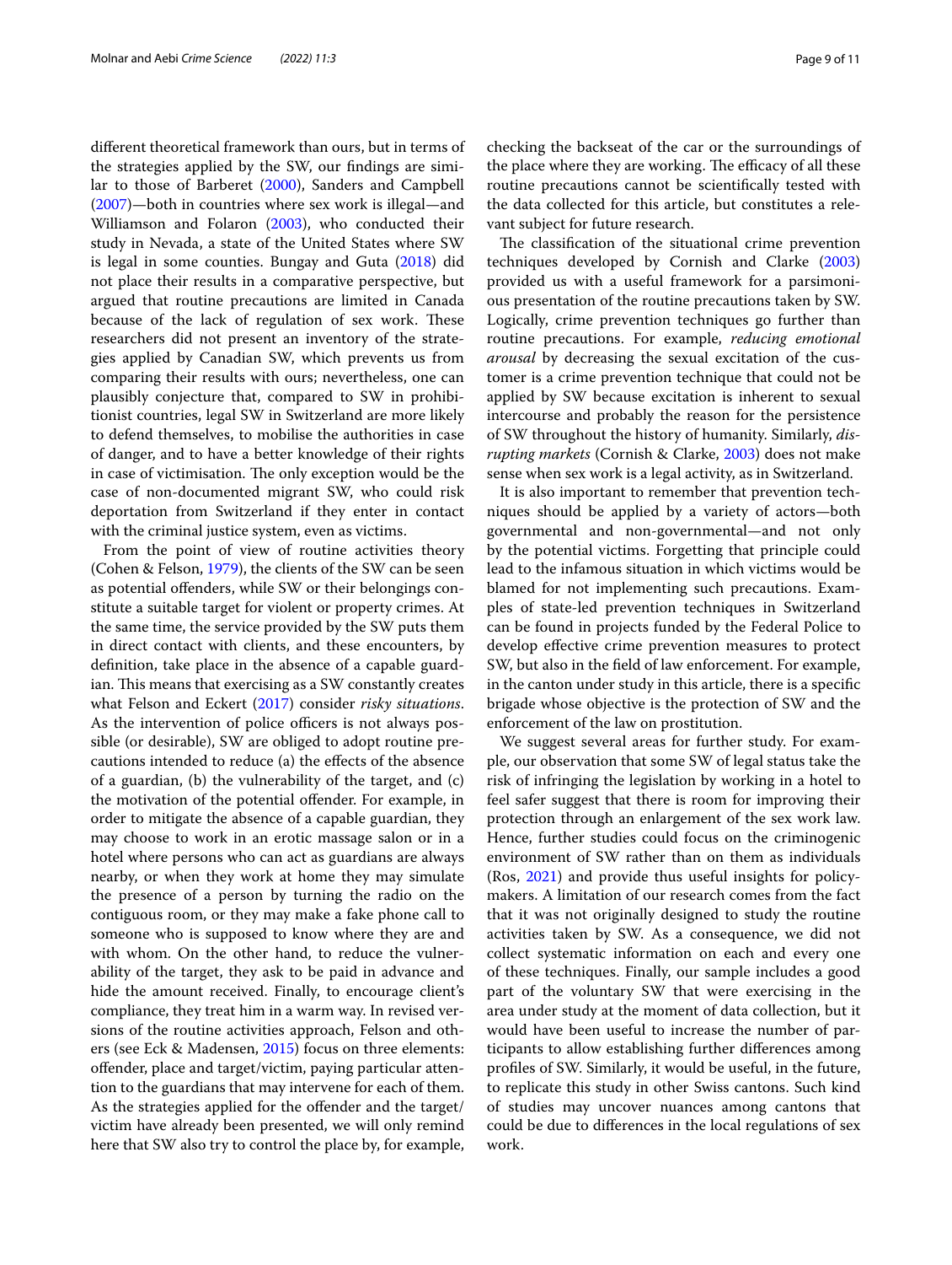different theoretical framework than ours, but in terms of the strategies applied by the SW, our findings are similar to those of Barberet (2000), Sanders and Campbell (2007)—both in countries where sex work is illegal—and Williamson and Folaron (2003), who conducted their study in Nevada, a state of the United States where SW is legal in some counties. Bungay and Guta (2018) did not place their results in a comparative perspective, but argued that routine precautions are limited in Canada because of the lack of regulation of sex work. These researchers did not present an inventory of the strategies applied by Canadian SW, which prevents us from comparing their results with ours; nevertheless, one can plausibly conjecture that, compared to SW in prohibitionist countries, legal SW in Switzerland are more likely to defend themselves, to mobilise the authorities in case of danger, and to have a better knowledge of their rights in case of victimisation. The only exception would be the case of non-documented migrant SW, who could risk deportation from Switzerland if they enter in contact with the criminal justice system, even as victims.

From the point of view of routine activities theory (Cohen & Felson, 1979), the clients of the SW can be seen as potential offenders, while SW or their belongings constitute a suitable target for violent or property crimes. At the same time, the service provided by the SW puts them in direct contact with clients, and these encounters, by definition, take place in the absence of a capable guardian. This means that exercising as a SW constantly creates what Felson and Eckert (2017) consider *risky situations*. As the intervention of police officers is not always possible (or desirable), SW are obliged to adopt routine precautions intended to reduce (a) the effects of the absence of a guardian, (b) the vulnerability of the target, and (c) the motivation of the potential offender. For example, in order to mitigate the absence of a capable guardian, they may choose to work in an erotic massage salon or in a hotel where persons who can act as guardians are always nearby, or when they work at home they may simulate the presence of a person by turning the radio on the contiguous room, or they may make a fake phone call to someone who is supposed to know where they are and with whom. On the other hand, to reduce the vulnerability of the target, they ask to be paid in advance and hide the amount received. Finally, to encourage client's compliance, they treat him in a warm way. In revised versions of the routine activities approach, Felson and others (see Eck & Madensen, 2015) focus on three elements: offender, place and target/victim, paying particular attention to the guardians that may intervene for each of them. As the strategies applied for the offender and the target/victim have already been presented, we will only remind here that SW also try to control the place by, for example, checking the backseat of the car or the surroundings of the place where they are working. The efficacy of all these routine precautions cannot be scientifically tested with the data collected for this article, but constitutes a relevant subject for future research.

The classification of the situational crime prevention techniques developed by Cornish and Clarke (2003) provided us with a useful framework for a parsimonious presentation of the routine precautions taken by SW. Logically, crime prevention techniques go further than routine precautions. For example, *reducing emotional arousal* by decreasing the sexual excitation of the customer is a crime prevention technique that could not be applied by SW because excitation is inherent to sexual intercourse and probably the reason for the persistence of SW throughout the history of humanity. Similarly, *disrupting markets* (Cornish & Clarke, 2003) does not make sense when sex work is a legal activity, as in Switzerland.

It is also important to remember that prevention techniques should be applied by a variety of actors—both governmental and non-governmental—and not only by the potential victims. Forgetting that principle could lead to the infamous situation in which victims would be blamed for not implementing such precautions. Examples of state-led prevention techniques in Switzerland can be found in projects funded by the Federal Police to develop effective crime prevention measures to protect SW, but also in the field of law enforcement. For example, in the canton under study in this article, there is a specific brigade whose objective is the protection of SW and the enforcement of the law on prostitution.

We suggest several areas for further study. For example, our observation that some SW of legal status take the risk of infringing the legislation by working in a hotel to feel safer suggest that there is room for improving their protection through an enlargement of the sex work law. Hence, further studies could focus on the criminogenic environment of SW rather than on them as individuals (Ros, 2021) and provide thus useful insights for policymakers. A limitation of our research comes from the fact that it was not originally designed to study the routine activities taken by SW. As a consequence, we did not collect systematic information on each and every one of these techniques. Finally, our sample includes a good part of the voluntary SW that were exercising in the area under study at the moment of data collection, but it would have been useful to increase the number of participants to allow establishing further differences among profiles of SW. Similarly, it would be useful, in the future, to replicate this study in other Swiss cantons. Such kind of studies may uncover nuances among cantons that could be due to differences in the local regulations of sex work.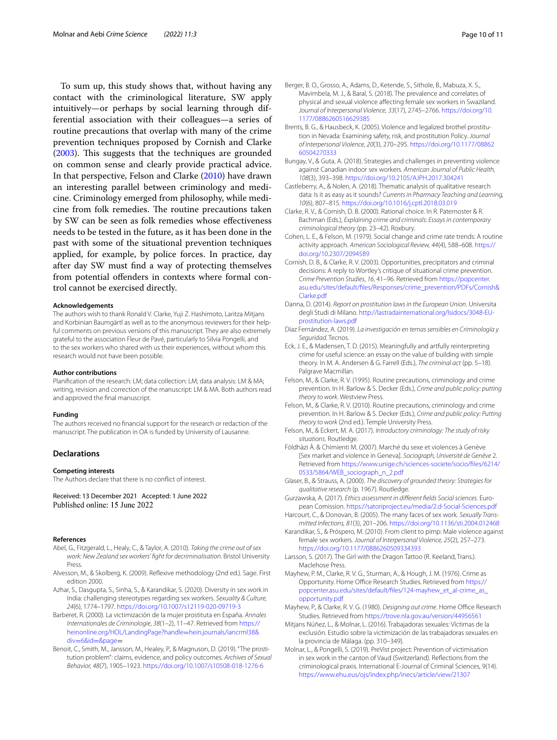To sum up, this study shows that, without having any contact with the criminological literature, SW apply intuitively—or perhaps by social learning through differential association with their colleagues—a series of routine precautions that overlap with many of the crime prevention techniques proposed by Cornish and Clarke (2003). This suggests that the techniques are grounded on common sense and clearly provide practical advice. In that perspective, Felson and Clarke (2010) have drawn an interesting parallel between criminology and medicine. Criminology emerged from philosophy, while medicine from folk remedies. The routine precautions taken by SW can be seen as folk remedies whose effectiveness needs to be tested in the future, as it has been done in the past with some of the situational prevention techniques applied, for example, by police forces. In practice, day after day SW must find a way of protecting themselves from potential offenders in contexts where formal control cannot be exercised directly.

#### Acknowledgements

The authors wish to thank Ronald V. Clarke, Yuji Z. Hashimoto, Laritza Mitjans and Korbinian Baumgärtl as well as to the anonymous reviewers for their helpful comments on previous versions of this manuscript. They are also extremely grateful to the association Fleur de Pavé, particularly to Silvia Pongelli, and to the sex workers who shared with us their experiences, without whom this research would not have been possible.

#### Author contributions

Planification of the research: LM; data collection: LM; data analysis: LM & MA; writing, revision and correction of the manuscript: LM & MA. Both authors read and approved the final manuscript.

#### Funding

The authors received no financial support for the research or redaction of the manuscript. The publication in OA is funded by University of Lausanne.

### Declarations

#### Competing interests

The Authors declare that there is no conflict of interest.

Received: 13 December 2021 Accepted: 1 June 2022
Published online: 15 June 2022

#### References

Abel, G., Fitzgerald, L., Healy, C., & Taylor, A. (2010). *Taking the crime out of sex work: New Zealand sex workers' fight for decriminalisation*. Bristol University Press.

Alvesson, M., & Skolberg, K. (2009). Reflexive methodology (2nd ed.). Sage. First edition 2000.

Azhar, S., Dasgupta, S., Sinha, S., & Karandikar, S. (2020). Diversity in sex work in India: challenging stereotypes regarding sex workers. *Sexuality & Culture, 24*(6), 1774–1797. https://doi.org/10.1007/s12119-020-09719-3

Barberet, R. (2000). La victimización de la mujer prostituta en España. *Annales Internationales de Criminologie*, *38*(1–2), 11–47. Retrieved from https://heinonline.org/HOL/LandingPage?handle=hein.journals/iancrml38&div=6&id=&page=

Benoit, C., Smith, M., Jansson, M., Healey, P., & Magnuson, D. (2019). "The prostitution problem": claims, evidence, and policy outcomes. *Archives of Sexual Behavior, 48*(7), 1905–1923. https://doi.org/10.1007/s10508-018-1276-6

Berger, B. O., Grosso, A., Adams, D., Ketende, S., Sithole, B., Mabuza, X. S., Mavimbela, M. J., & Baral, S. (2018). The prevalence and correlates of physical and sexual violence affecting female sex workers in Swaziland. *Journal of Interpersonal Violence, 33*(17), 2745–2766. https://doi.org/10.1177/0886260516629385

Brents, B. G., & Hausbeck, K. (2005). Violence and legalized brothel prostitution in Nevada: Examining safety, risk, and prostitution Policy. *Journal of Interpersonal Violence, 20*(3), 270–295. https://doi.org/10.1177/0886260504270333

Bungay, V., & Guta, A. (2018). Strategies and challenges in preventing violence against Canadian indoor sex workers. *American Journal of Public Health, 108*(3), 393–398. https://doi.org/10.2105/AJPH.2017.304241

Castleberry, A., & Nolen, A. (2018). Thematic analysis of qualitative research data: Is it as easy as it sounds? *Currents in Pharmacy Teaching and Learning, 10*(6), 807–815. https://doi.org/10.1016/j.cptl.2018.03.019

Clarke, R. V., & Cornish, D. B. (2000). Rational choice. In R. Paternoster & R. Bachman (Eds.), *Explaining crime and criminals: Essays in contemporary criminological theory* (pp. 23–42). Roxbury.

Cohen, L. E., & Felson, M. (1979). Social change and crime rate trends: A routine activity approach. *American Sociological Review, 44*(4), 588–608. https://doi.org/10.2307/2094589

Cornish, D. B., & Clarke, R. V. (2003). Opportunities, precipitators and criminal decisions: A reply to Wortley's critique of situational crime prevention. *Crime Prevention Studies*, *16*, 41–96. Retrieved from https://popcenter.asu.edu/sites/default/files/Responses/crime_prevention/PDFs/Cornish&Clarke.pdf

Danna, D. (2014). *Report on prostitution laws in the European Union*. Universita degli Studi di Milano. http://lastradainternational.org/lsidocs/3048-EU-prostitution-laws.pdf

Díaz Fernández, A. (2019). *La investigación en temas sensibles en Criminología y Seguridad.* Tecnos.

Eck, J. E., & Madensen, T. D. (2015). Meaningfully and artfully reinterpreting crime for useful science: an essay on the value of building with simple theory. In M. A. Andersen & G. Farrell (Eds.), *The criminal act* (pp. 5–18). Palgrave Macmillan.

Felson, M., & Clarke, R. V. (1995). Routine precautions, criminology and crime prevention. In H. Barlow & S. Decker (Eds.), *Crime and public policy: putting theory to work*. Westview Press.

Felson, M., & Clarke, R. V. (2010). Routine precautions, criminology and crime prevention. In H. Barlow & S. Decker (Eds.), *Crime and public policy: Putting theory to work* (2nd ed.). Temple University Press.

Felson, M., & Eckert, M. A. (2017). *Introductory criminology: The study of risky situations*. Routledge.

Földhàzi À. & Chimienti M. (2007). Marché du sexe et violences à Genève [Sex market and violence in Geneva]. *Sociograph, Université de Genève 2*. Retrieved from https://www.unige.ch/sciences-societe/socio/files/6214/0533/5864/WEB_sociograph_n_2.pdf

Glaser, B., & Strauss, A. (2000). *The discovery of grounded theory: Strategies for qualitative research* (p. 1967). Routledge.

Gurzawska, A. (2017). *Ethics assessment in different fields Social sciences.* European Comission. https://satoriproject.eu/media/2.d-Social-Sciences.pdf

Harcourt, C., & Donovan, B. (2005). The many faces of sex work. *Sexually Transmitted Infections, 81*(3), 201–206. https://doi.org/10.1136/sti.2004.012468

Karandikar, S., & Próspero, M. (2010). From client to pimp: Male violence against female sex workers. *Journal of Interpersonal Violence, 25*(2), 257–273. https://doi.org/10.1177/0886260509334393

Larsson, S. (2017). The Girl with the Dragon Tattoo (R. Keeland, Trans.). Maclehose Press.

Mayhew, P. M., Clarke, R. V. G., Sturman, A., & Hough, J. M. (1976). Crime as Opportunity. Home Office Research Studies. Retrieved from https://popcenter.asu.edu/sites/default/files/124-mayhew_et_al-crime_as_opportunity.pdf

Mayhew, P., & Clarke, R. V. G. (1980). *Designing out crime*. Home Office Research Studies. Retrieved from https://trove.nla.gov.au/version/44956561

Mitjans Núñez, L., & Molnar, L. (2016). Trabajadoras sexuales: Víctimas de la exclusión. Estudio sobre la victimización de las trabajadoras sexuales en la provincia de Málaga. (pp. 310–349).

Molnar, L., & Pongelli, S. (2019). PreVist project: Prevention of victimisation in sex work in the canton of Vaud (Switzerland). Reflections from the criminological praxis. International E-Journal of Criminal Sciences, 9(14). https://www.ehu.eus/ojs/index.php/inecs/article/view/21307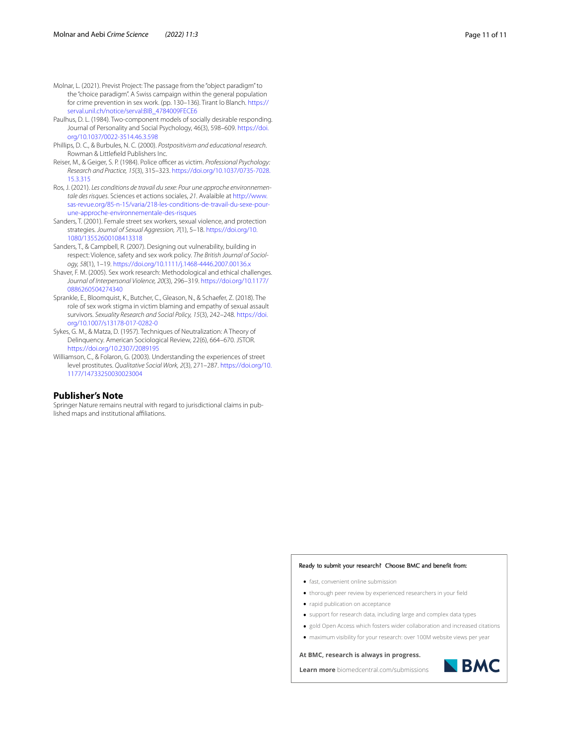Molnar, L. (2021). Previst Project: The passage from the "object paradigm" to the "choice paradigm". A Swiss campaign within the general population for crime prevention in sex work. (pp. 130–136). Tirant lo Blanch. https://serval.unil.ch/notice/serval:BIB_4784009FECE6

Paulhus, D. L. (1984). Two-component models of socially desirable responding. Journal of Personality and Social Psychology, 46(3), 598–609. https://doi.org/10.1037/0022-3514.46.3.598

Phillips, D. C., & Burbules, N. C. (2000). *Postpositivism and educational research*. Rowman & Littlefield Publishers Inc.

Reiser, M., & Geiger, S. P. (1984). Police officer as victim. *Professional Psychology: Research and Practice, 15*(3), 315–323. https://doi.org/10.1037/0735-7028.15.3.315

Ros, J. (2021). *Les conditions de travail du sexe: Pour une approche environnementale des risques*. Sciences et actions sociales, *21*. Avalaible at http://www.sas-revue.org/85-n-15/varia/218-les-conditions-de-travail-du-sexe-pour-une-approche-environnementale-des-risques

Sanders, T. (2001). Female street sex workers, sexual violence, and protection strategies. *Journal of Sexual Aggression, 7*(1), 5–18. https://doi.org/10.1080/13552600108413318

Sanders, T., & Campbell, R. (2007). Designing out vulnerability, building in respect: Violence, safety and sex work policy. *The British Journal of Sociology, 58*(1), 1–19. https://doi.org/10.1111/j.1468-4446.2007.00136.x

Shaver, F. M. (2005). Sex work research: Methodological and ethical challenges. *Journal of Interpersonal Violence, 20*(3), 296–319. https://doi.org/10.1177/0886260504274340

Sprankle, E., Bloomquist, K., Butcher, C., Gleason, N., & Schaefer, Z. (2018). The role of sex work stigma in victim blaming and empathy of sexual assault survivors. *Sexuality Research and Social Policy, 15*(3), 242–248. https://doi.org/10.1007/s13178-017-0282-0

Sykes, G. M., & Matza, D. (1957). Techniques of Neutralization: A Theory of Delinquency. American Sociological Review, 22(6), 664–670. JSTOR. https://doi.org/10.2307/2089195

Williamson, C., & Folaron, G. (2003). Understanding the experiences of street level prostitutes. *Qualitative Social Work, 2*(3), 271–287. https://doi.org/10.1177/14733250030023004

## Publisher's Note

Springer Nature remains neutral with regard to jurisdictional claims in published maps and institutional affiliations.

Ready to submit your research? Choose BMC and benefit from:

- fast, convenient online submission
- thorough peer review by experienced researchers in your field
- rapid publication on acceptance
- support for research data, including large and complex data types
- gold Open Access which fosters wider collaboration and increased citations
- maximum visibility for your research: over 100M website views per year

**At BMC, research is always in progress.**

**Learn more** biomedcentral.com/submissions

BMC